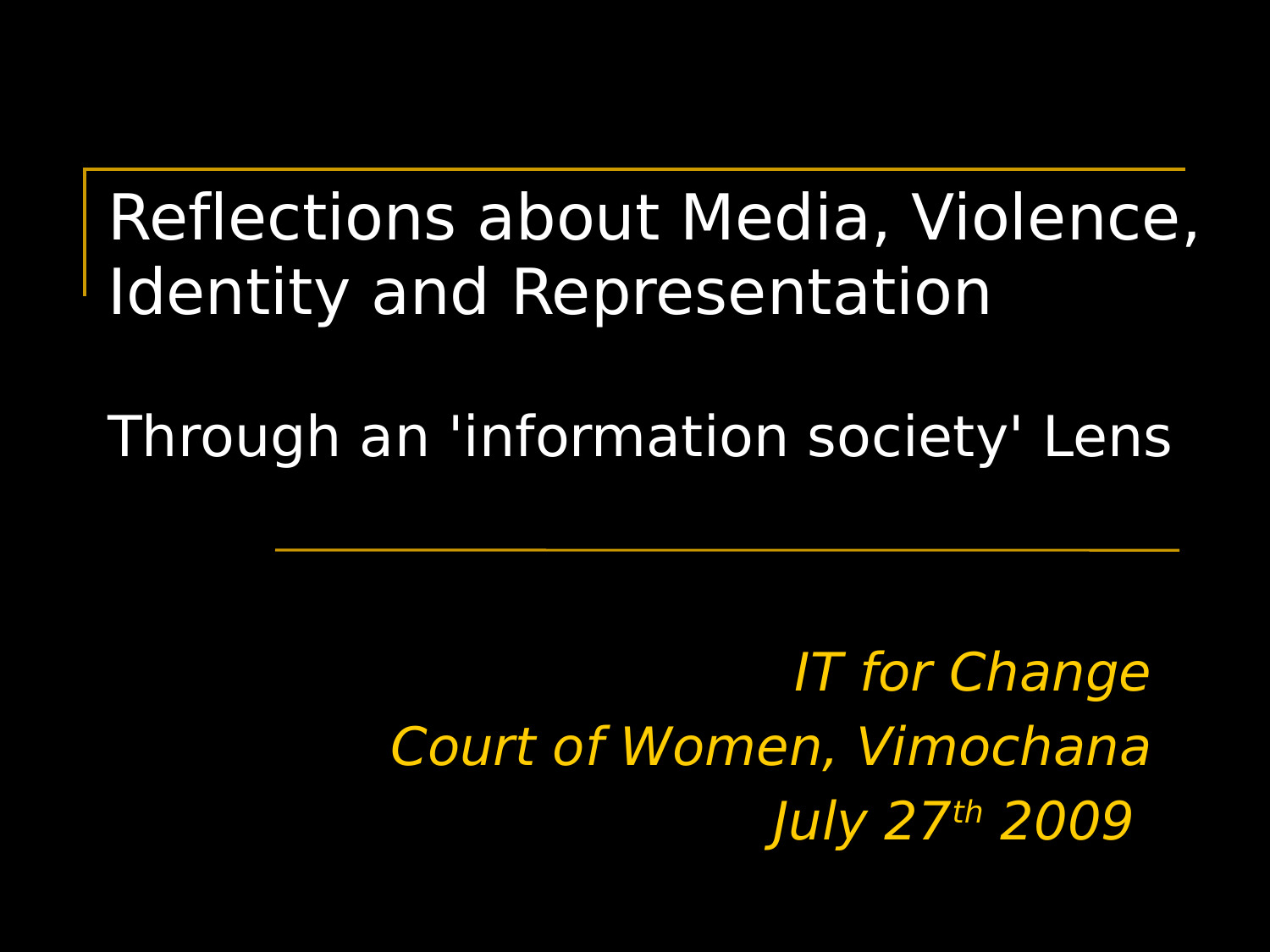# Reflections about Media, Violence, Identity and Representation

## Through an 'information society' Lens

*IT for Change*

*Court of Women, Vimochana*

*July 27th 2009*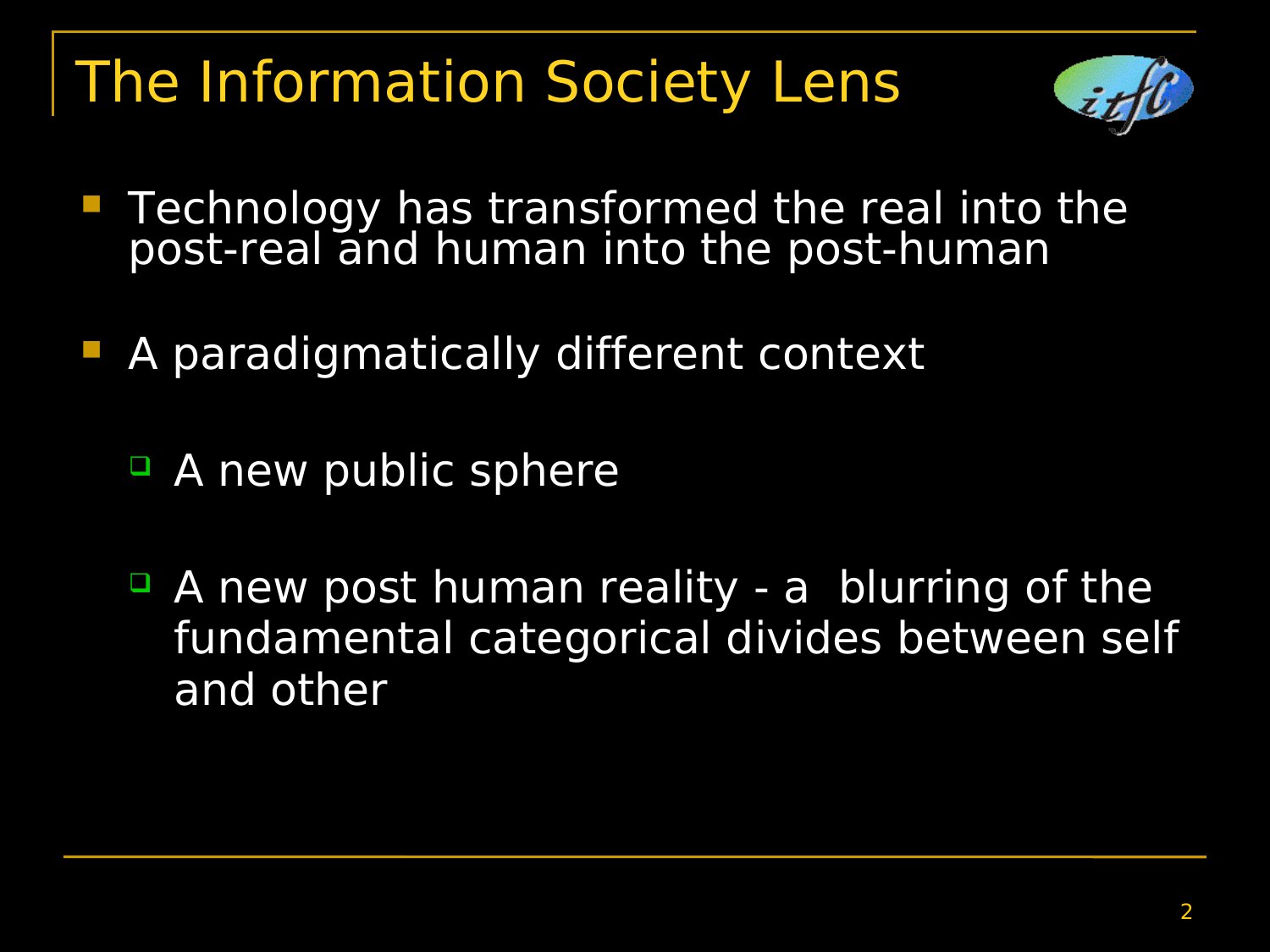# The Information Society Lens

- Technology has transformed the real into the post-real and human into the post-human
- A paradigmatically different context
  - A new public sphere
  - A new post human reality - a blurring of the fundamental categorical divides between self and other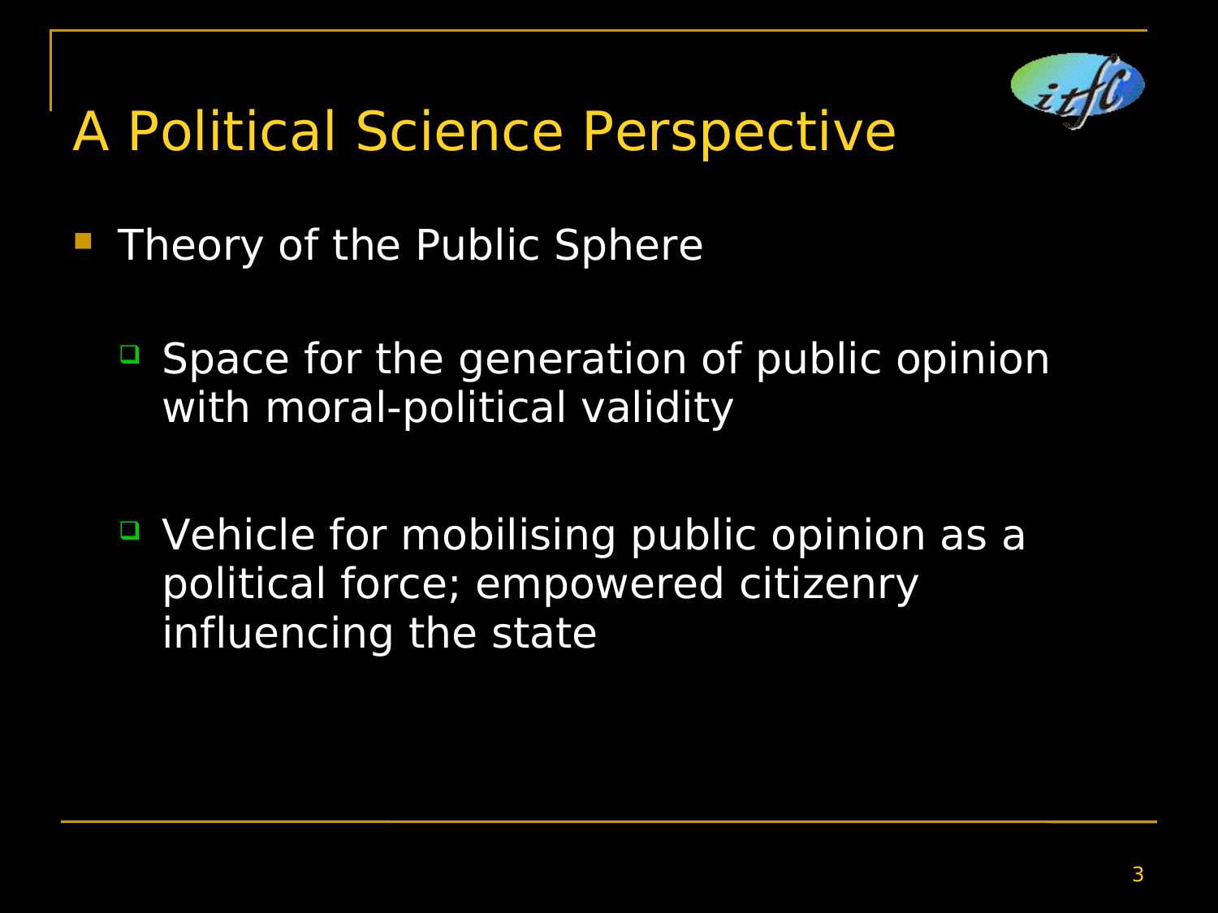# A Political Science Perspective

- Theory of the Public Sphere
  - Space for the generation of public opinion with moral-political validity
  - Vehicle for mobilising public opinion as a political force; empowered citizenry influencing the state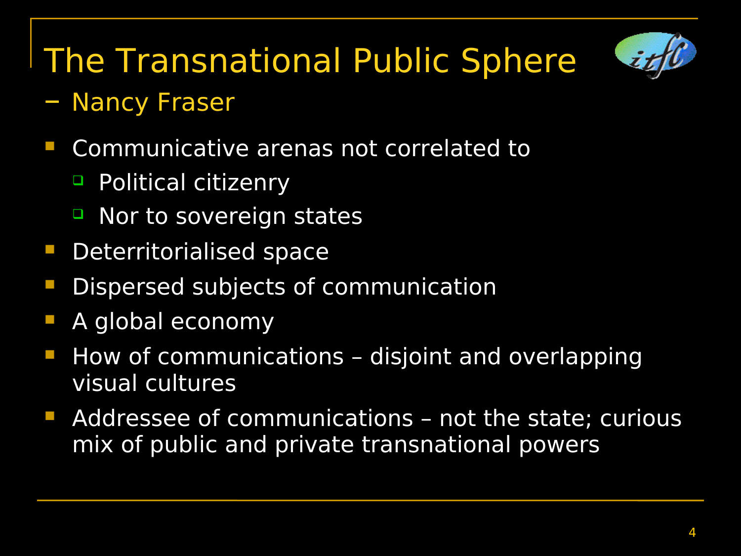# The Transnational Public Sphere – Nancy Fraser

- Communicative arenas not correlated to
  - Political citizenry
  - Nor to sovereign states
- Deterritorialised space
- Dispersed subjects of communication
- A global economy
- How of communications – disjoint and overlapping visual cultures
- Addressee of communications – not the state; curious mix of public and private transnational powers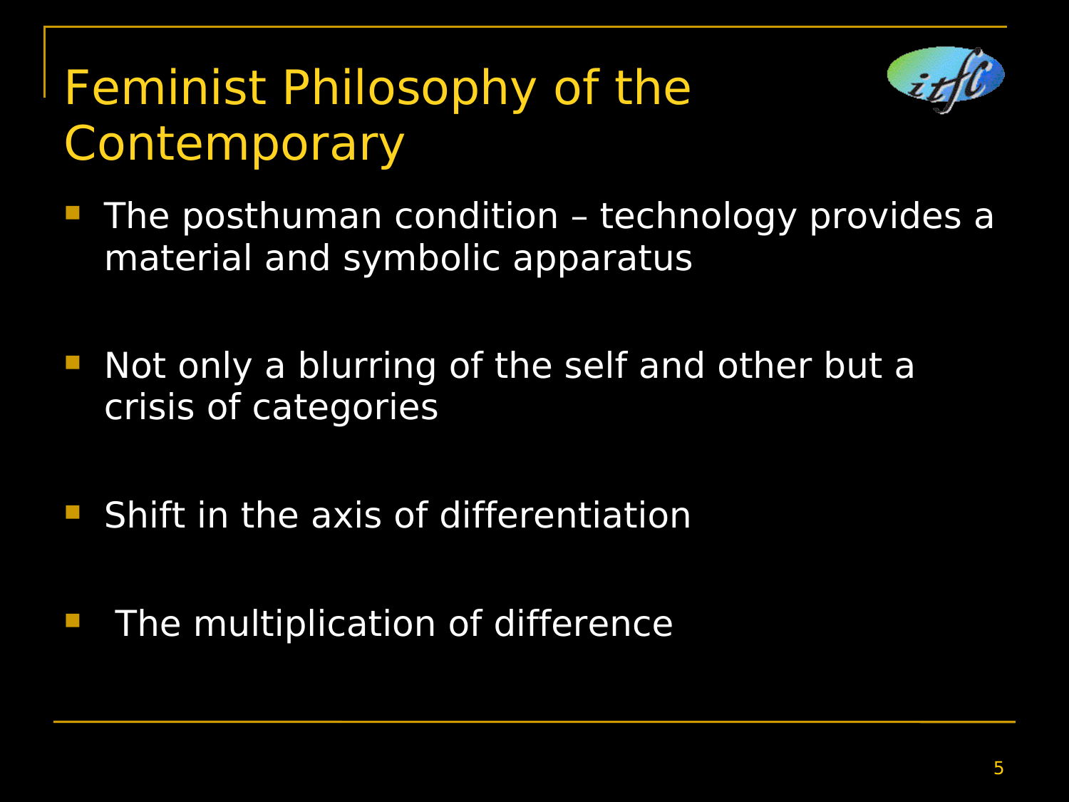# Feminist Philosophy of the Contemporary

- The posthuman condition – technology provides a material and symbolic apparatus
- Not only a blurring of the self and other but a crisis of categories
- Shift in the axis of differentiation
- The multiplication of difference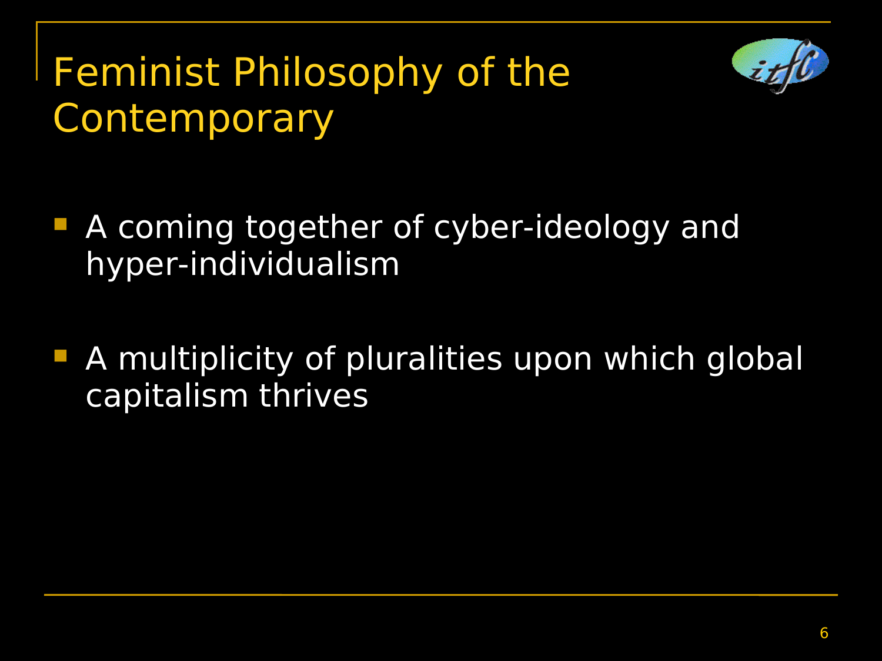# Feminist Philosophy of the Contemporary

- A coming together of cyber-ideology and hyper-individualism
- A multiplicity of pluralities upon which global capitalism thrives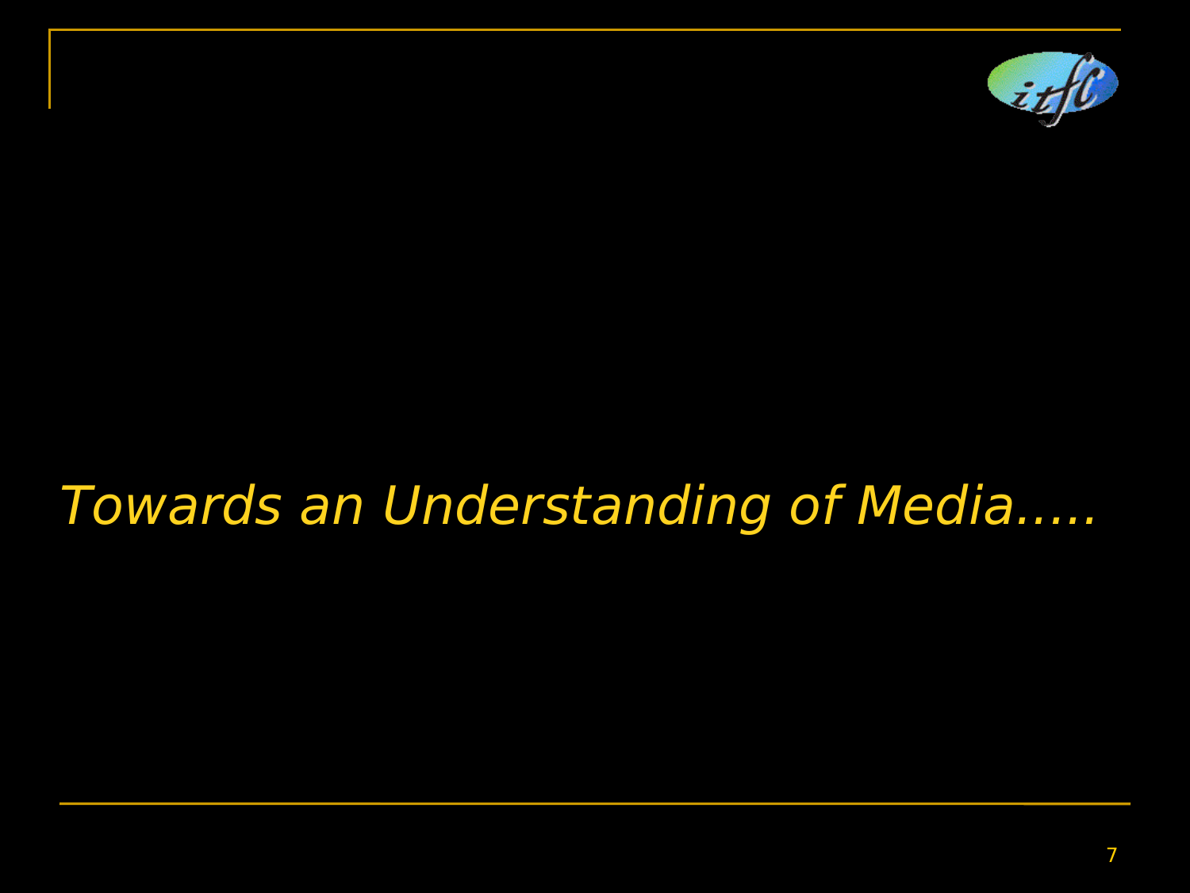*Towards an Understanding of Media.....*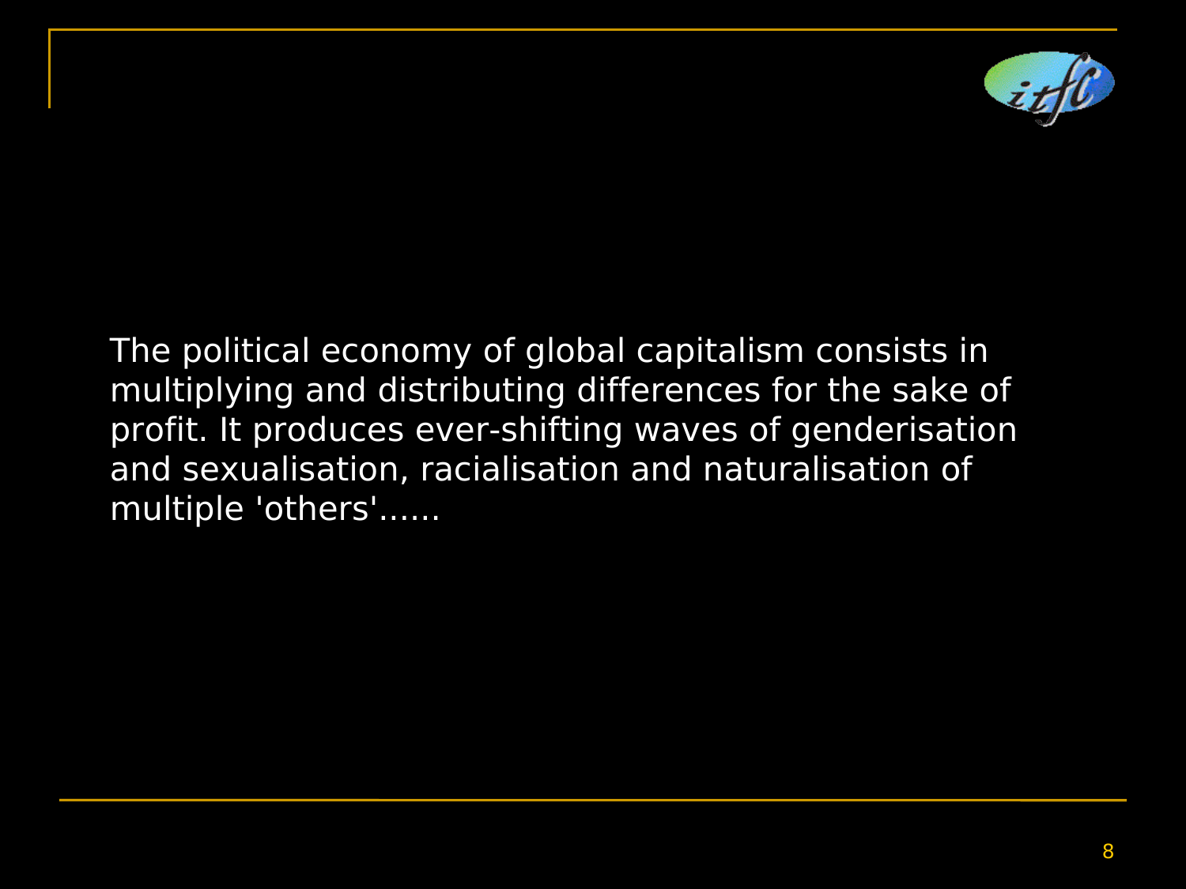The political economy of global capitalism consists in multiplying and distributing differences for the sake of profit. It produces ever-shifting waves of genderisation and sexualisation, racialisation and naturalisation of multiple 'others'......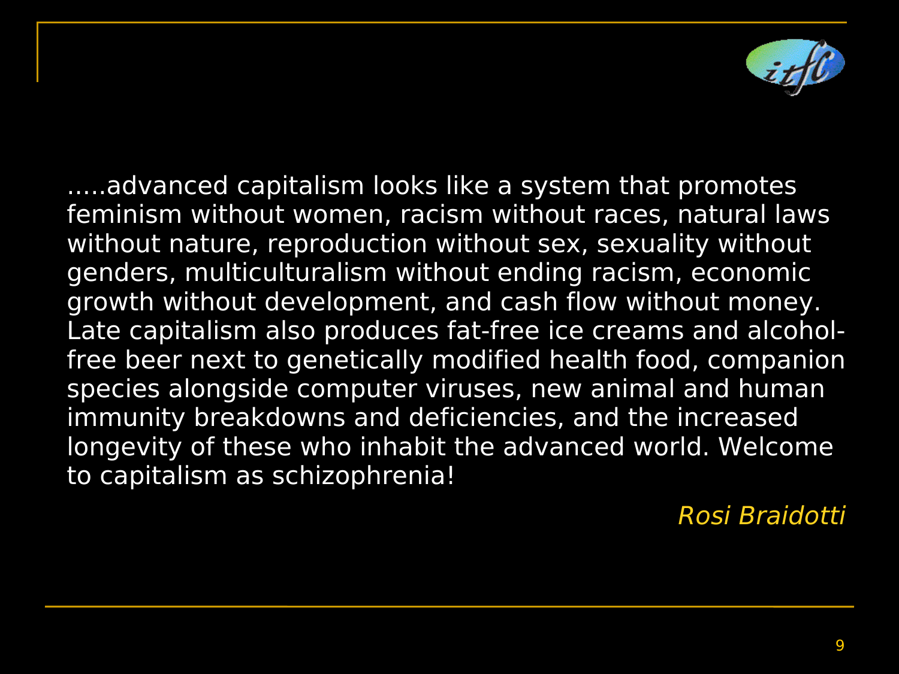.....advanced capitalism looks like a system that promotes feminism without women, racism without races, natural laws without nature, reproduction without sex, sexuality without genders, multiculturalism without ending racism, economic growth without development, and cash flow without money. Late capitalism also produces fat-free ice creams and alcohol-free beer next to genetically modified health food, companion species alongside computer viruses, new animal and human immunity breakdowns and deficiencies, and the increased longevity of these who inhabit the advanced world. Welcome to capitalism as schizophrenia!

*Rosi Braidotti*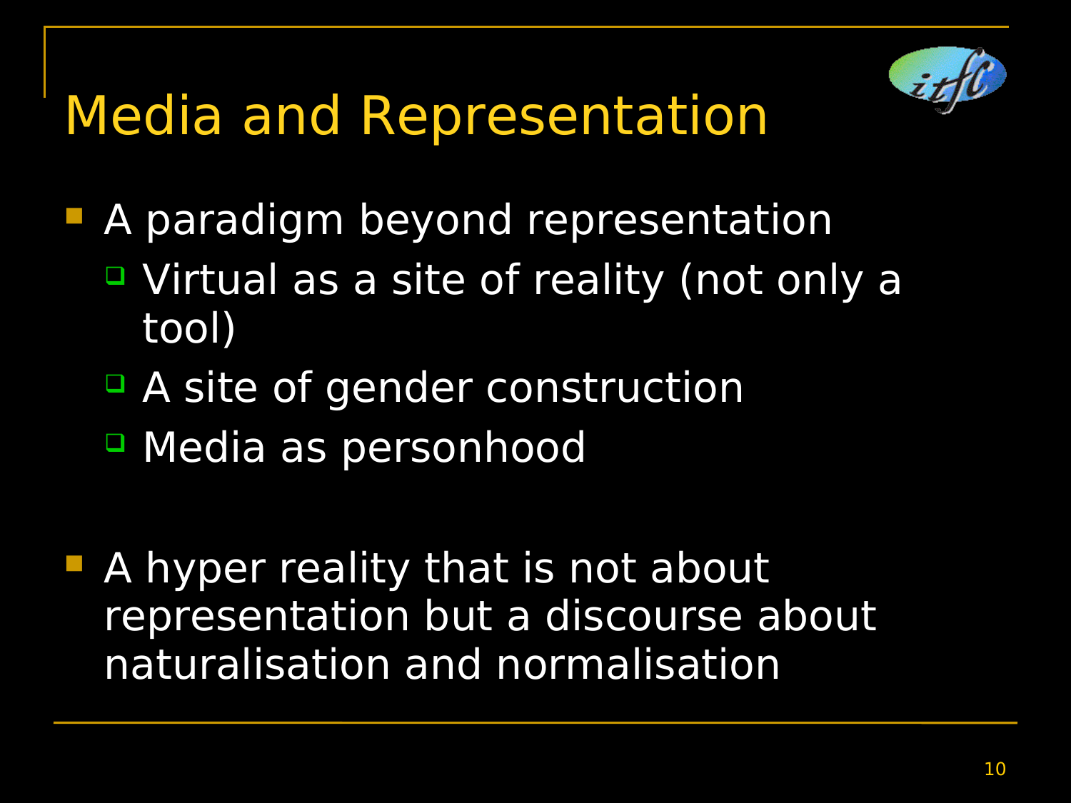# Media and Representation

- A paradigm beyond representation
  - Virtual as a site of reality (not only a tool)
  - A site of gender construction
  - Media as personhood

- A hyper reality that is not about representation but a discourse about naturalisation and normalisation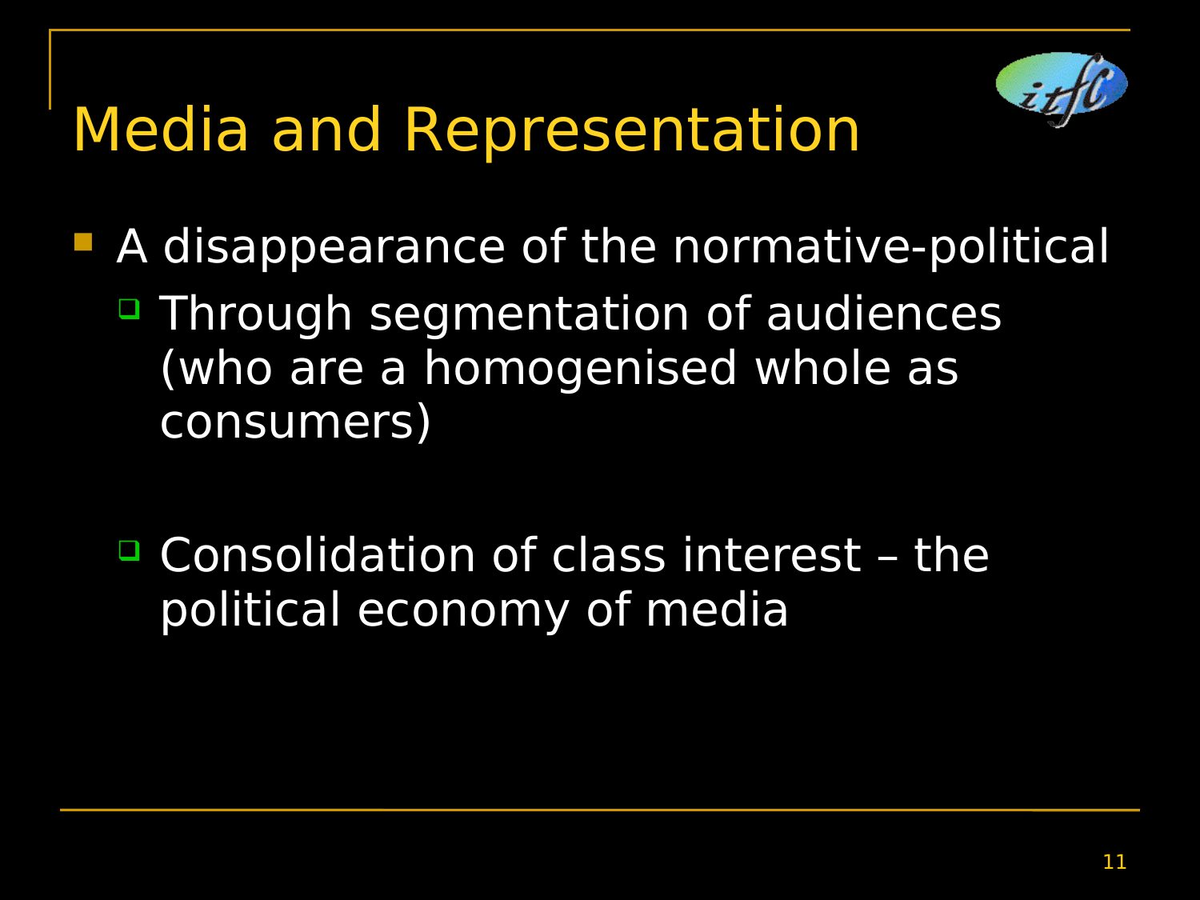# Media and Representation

- A disappearance of the normative-political
  - Through segmentation of audiences (who are a homogenised whole as consumers)
  - Consolidation of class interest – the political economy of media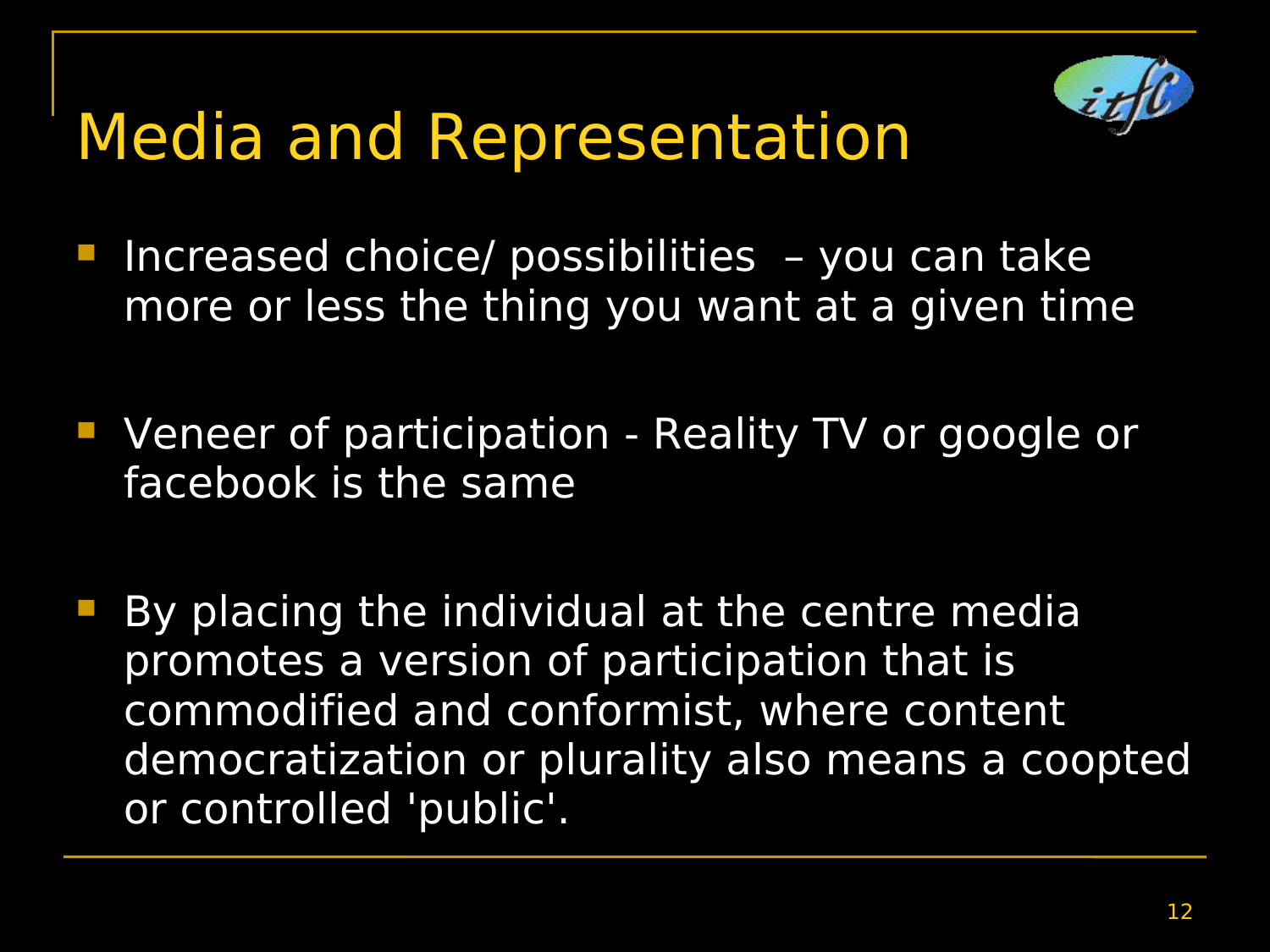# Media and Representation

- Increased choice/ possibilities – you can take more or less the thing you want at a given time

- Veneer of participation - Reality TV or google or facebook is the same

- By placing the individual at the centre media promotes a version of participation that is commodified and conformist, where content democratization or plurality also means a coopted or controlled 'public'.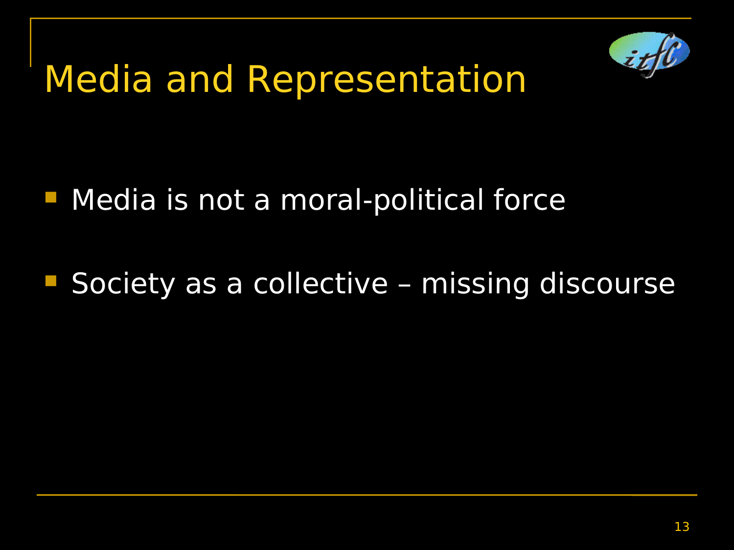# Media and Representation

- Media is not a moral-political force
- Society as a collective – missing discourse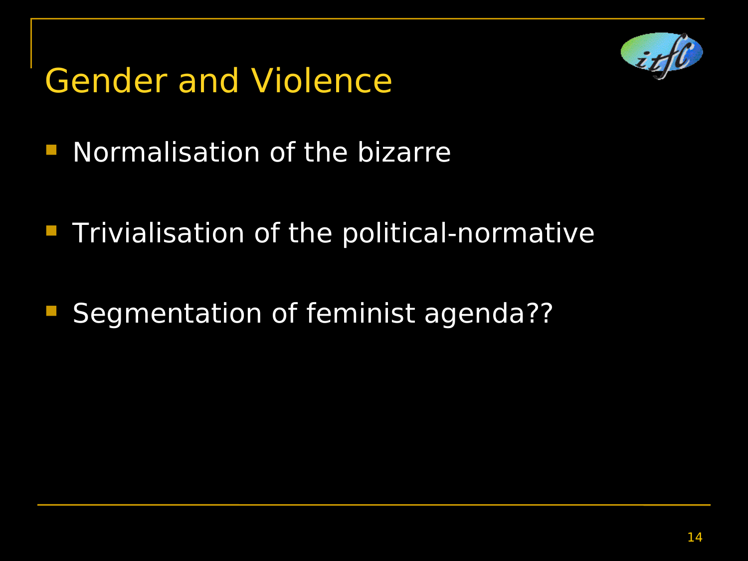# Gender and Violence

- Normalisation of the bizarre
- Trivialisation of the political-normative
- Segmentation of feminist agenda??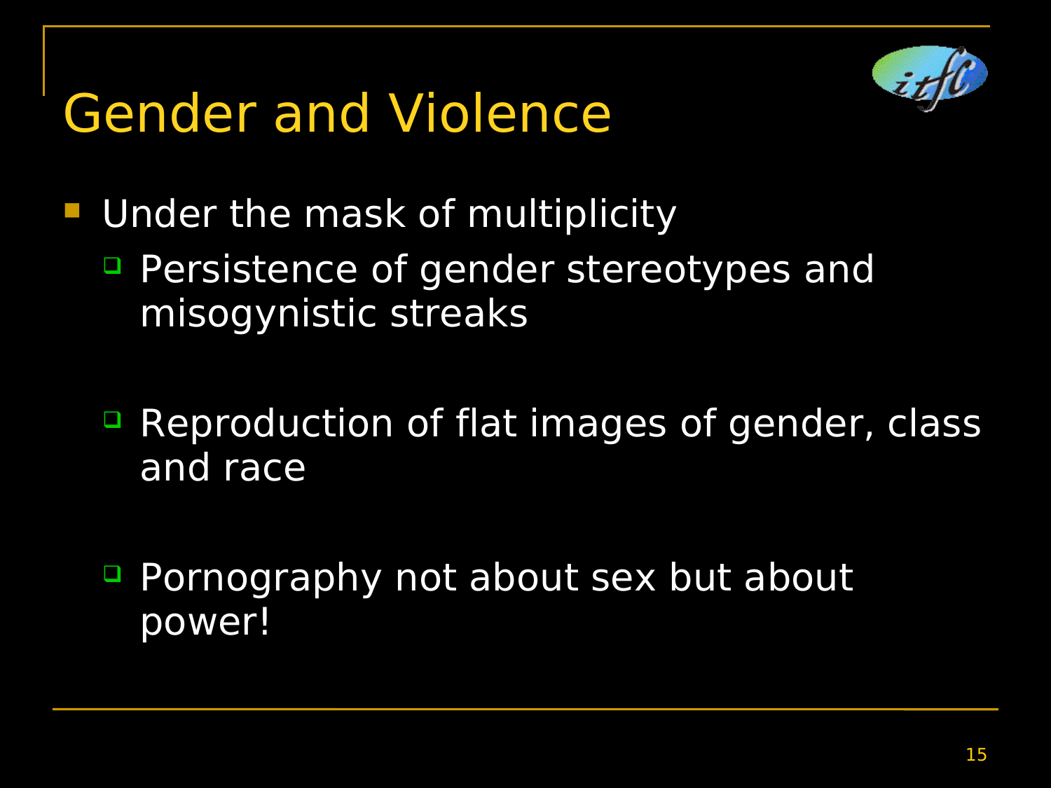# Gender and Violence

- Under the mask of multiplicity
  - Persistence of gender stereotypes and misogynistic streaks
  - Reproduction of flat images of gender, class and race
  - Pornography not about sex but about power!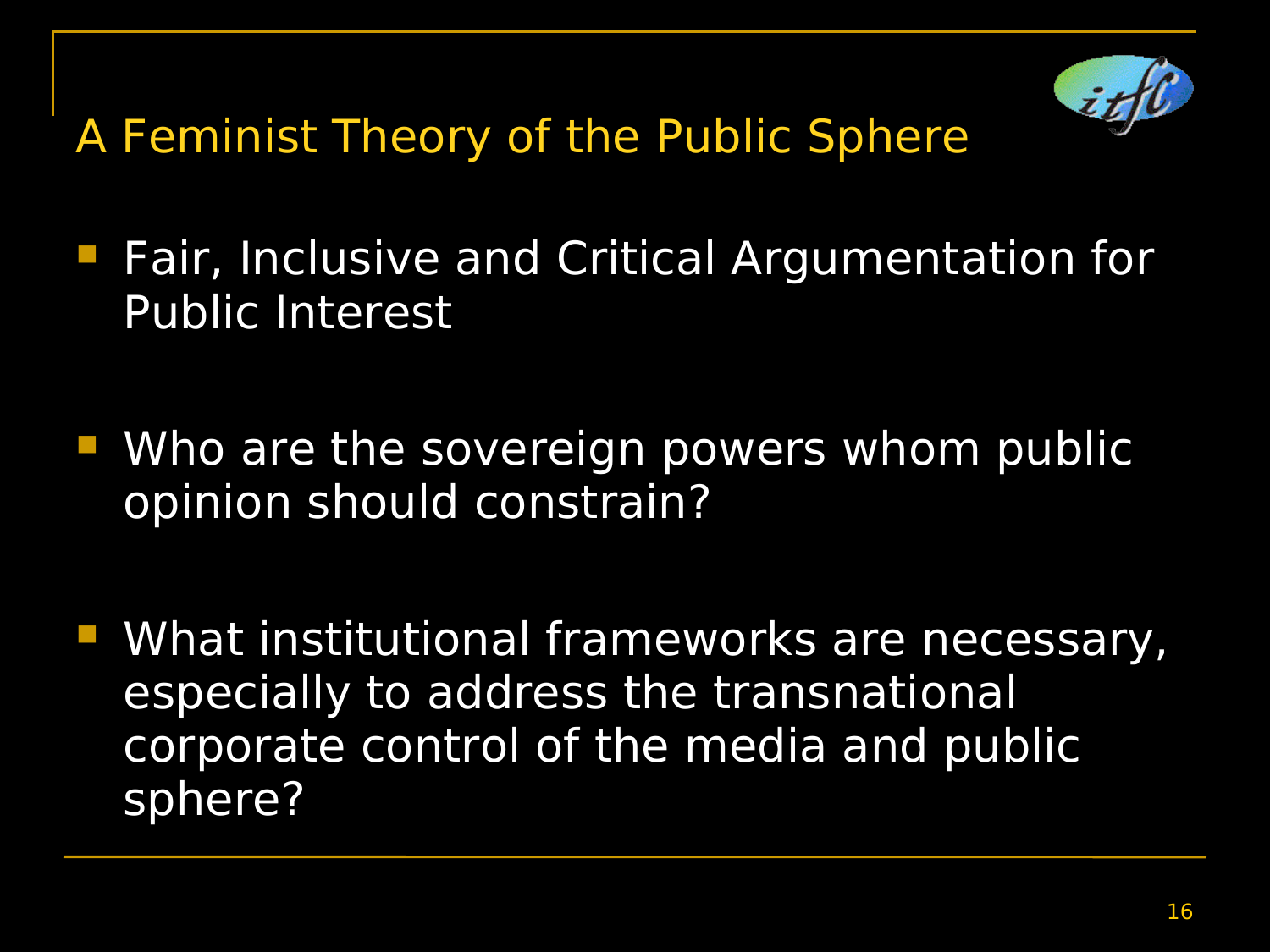# A Feminist Theory of the Public Sphere

- Fair, Inclusive and Critical Argumentation for Public Interest
- Who are the sovereign powers whom public opinion should constrain?
- What institutional frameworks are necessary, especially to address the transnational corporate control of the media and public sphere?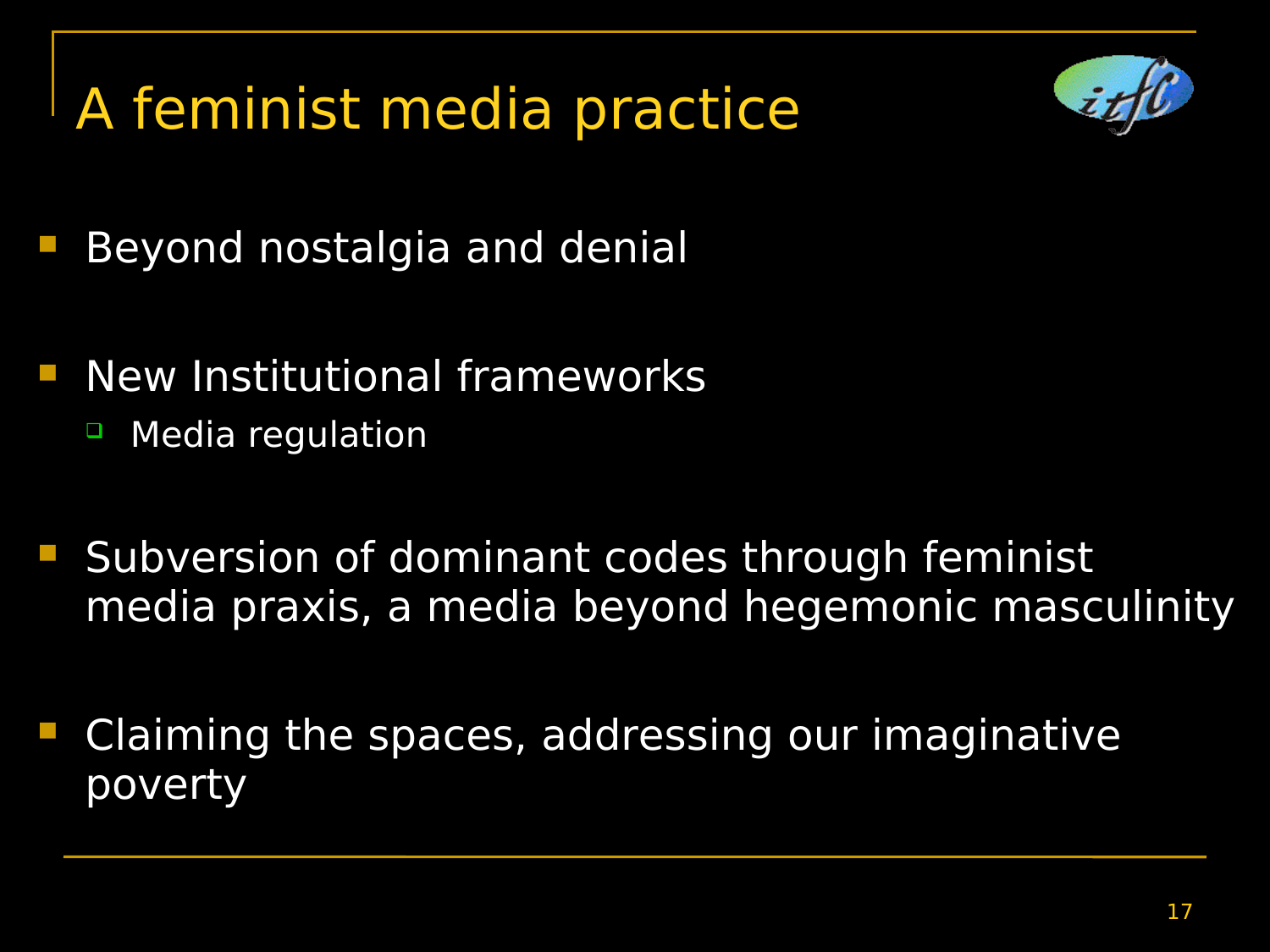# A feminist media practice

- Beyond nostalgia and denial
- New Institutional frameworks
  - Media regulation
- Subversion of dominant codes through feminist media praxis, a media beyond hegemonic masculinity
- Claiming the spaces, addressing our imaginative poverty